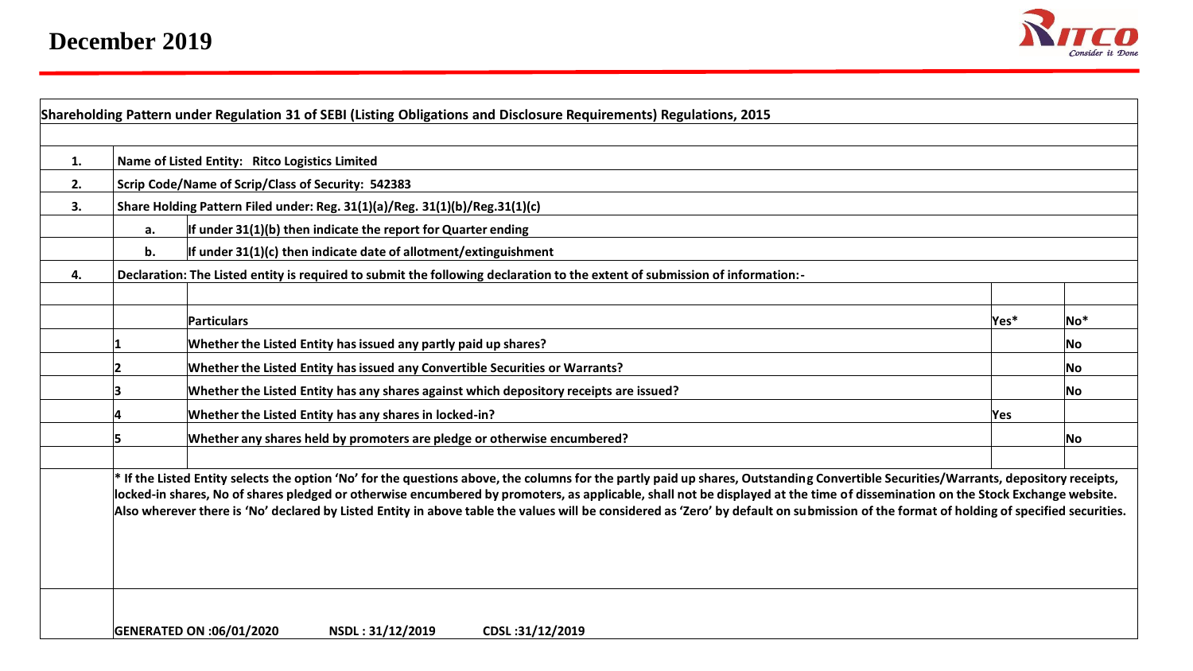# December 2019

| | | | | |
|---|---|---|---|---|
| **Shareholding Pattern under Regulation 31 of SEBI (Listing Obligations and Disclosure Requirements) Regulations, 2015** | | | | |
| | | | | |
| **1.** | **Name of Listed Entity: Ritco Logistics Limited** | | | |
| **2.** | **Scrip Code/Name of Scrip/Class of Security: 542383** | | | |
| **3.** | **Share Holding Pattern Filed under: Reg. 31(1)(a)/Reg. 31(1)(b)/Reg.31(1)(c)** | | | |
| | **a.** | **If under 31(1)(b) then indicate the report for Quarter ending** | | |
| | **b.** | **If under 31(1)(c) then indicate date of allotment/extinguishment** | | |
| **4.** | **Declaration: The Listed entity is required to submit the following declaration to the extent of submission of information:-** | | | |
| | | **Particulars** | **Yes*** | **No*** |
| | **1** | **Whether the Listed Entity has issued any partly paid up shares?** | | **No** |
| | **2** | **Whether the Listed Entity has issued any Convertible Securities or Warrants?** | | **No** |
| | **3** | **Whether the Listed Entity has any shares against which depository receipts are issued?** | | **No** |
| | **4** | **Whether the Listed Entity has any shares in locked-in?** | **Yes** | |
| | **5** | **Whether any shares held by promoters are pledge or otherwise encumbered?** | | **No** |

**\* If the Listed Entity selects the option 'No' for the questions above, the columns for the partly paid up shares, Outstanding Convertible Securities/Warrants, depository receipts, locked-in shares, No of shares pledged or otherwise encumbered by promoters, as applicable, shall not be displayed at the time of dissemination on the Stock Exchange website. Also wherever there is 'No' declared by Listed Entity in above table the values will be considered as 'Zero' by default on submission of the format of holding of specified securities.**

**GENERATED ON :06/01/2020 NSDL : 31/12/2019 CDSL :31/12/2019**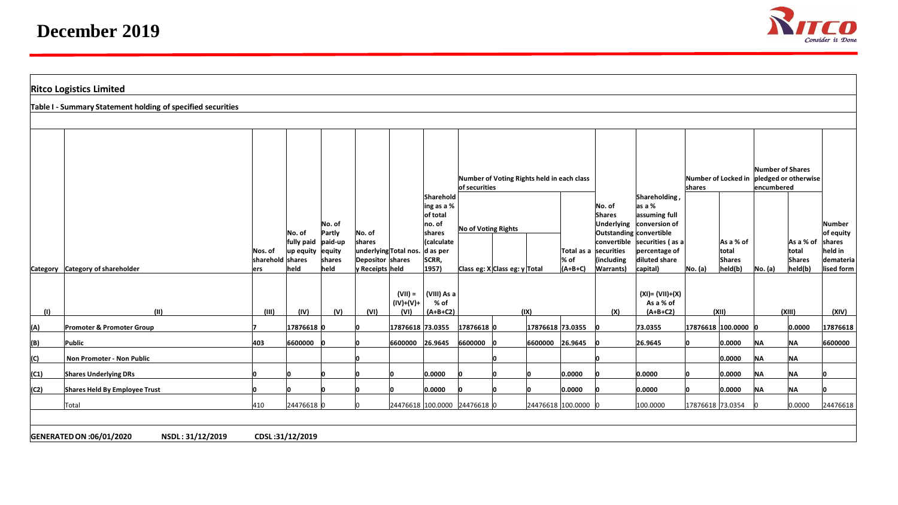# December 2019

**Ritco Logistics Limited**

**Table I - Summary Statement holding of specified securities**

| Category | Category of shareholder | Nos. of shareholders | No. of fully paid up equity shares held | No. of Partly paid-up equity shares held | No. of shares underlying Depository Receipts | Total nos. shares held | Shareholding as a % of total no. of shares (calculated as per SCRR, 1957) | Number of Voting Rights held in each class of securities | | | | No. of Shares Underlying Outstanding convertible securities (including Warrants) | Shareholding , as a % assuming full conversion of convertible securities ( as a percentage of diluted share capital) | Number of Locked in shares | | Number of Shares pledged or otherwise encumbered | | Number of equity shares held in dematerialised form |
|---|---|---|---|---|---|---|---|---|---|---|---|---|---|---|---|---|---|---|
| | | | | | | | | No of Voting Rights | | | Total as a % of (A+B+C) | | | No. (a) | As a % of total Shares held(b) | No. (a) | As a % of total Shares held(b) | |
| | | | | | | | | Class eg: X | Class eg: y | Total | | | | | | | | |
| (I) | (II) | (III) | (IV) | (V) | (VI) | (VII) = (IV)+(V)+ (VI) | (VIII) As a % of (A+B+C2) | (IX) | | | | (X) | (XI)= (VII)+(X) As a % of (A+B+C2) | (XII) | | (XIII) | | (XIV) |
| (A) | Promoter & Promoter Group | 7 | 17876618 | 0 | 0 | 17876618 | 73.0355 | 17876618 | 0 | 17876618 | 73.0355 | 0 | 73.0355 | 17876618 | 100.0000 | 0 | 0.0000 | 17876618 |
| (B) | Public | 403 | 6600000 | 0 | 0 | 6600000 | 26.9645 | 6600000 | 0 | 6600000 | 26.9645 | 0 | 26.9645 | 0 | 0.0000 | NA | NA | 6600000 |
| (C) | Non Promoter - Non Public | | | | 0 | | | | 0 | | | 0 | | | 0.0000 | NA | NA | |
| (C1) | Shares Underlying DRs | 0 | 0 | 0 | 0 | 0 | 0.0000 | 0 | 0 | 0 | 0.0000 | 0 | 0.0000 | 0 | 0.0000 | NA | NA | 0 |
| (C2) | Shares Held By Employee Trust | 0 | 0 | 0 | 0 | 0 | 0.0000 | 0 | 0 | 0 | 0.0000 | 0 | 0.0000 | 0 | 0.0000 | NA | NA | 0 |
| | Total | 410 | 24476618 | 0 | 0 | 24476618 | 100.0000 | 24476618 | 0 | 24476618 | 100.0000 | 0 | 100.0000 | 17876618 | 73.0354 | 0 | 0.0000 | 24476618 |

**GENERATED ON :06/01/2020    NSDL : 31/12/2019    CDSL :31/12/2019**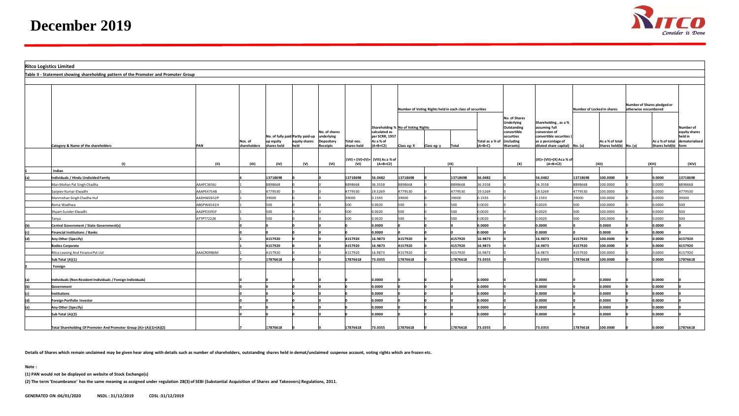# December 2019

**Ritco Logistics Limited**

**Table II - Statement showing shareholding pattern of the Promoter and Promoter Group**

| | Category & Name of the shareholders | PAN | Nos. of shareholders | No. of fully paid up equity shares held | Partly paid-up equity shares held | No. of shares underlying Depository Receipts | Total nos. shares held | Shareholding % calculated as per SCRR, 1957 As a % of (A+B+C2) | Number of Voting Rights held in each class of securities | | | | No. of Shares Underlying Outstanding convertible securities (including Warrants) | Shareholding , as a % assuming full conversion of convertible securities ( as a percentage of diluted share capital) | Number of Locked in shares | | Number of Shares pledged or otherwise encumbered | | Number of equity shares held in dematerialised form |
|---|---|---|---|---|---|---|---|---|---|---|---|---|---|---|---|---|---|---|---|
| | | | | | | | | | No of Voting Rights | | | Total as a % of (A+B+C) | | | No. (a) | As a % of total Shares held(b) | No. (a) | As a % of total Shares held(b) | |
| | | | | | | | | | Class eg: X | Class eg: y | Total | | | | | | | | |
| | (I) | (II) | (III) | (IV) | (V) | (VI) | (VII) = (IV)+(V)+ (VI) | (VIII) As a % of (A+B+C2) | (IX) | | | | (X) | (XI)= (VII)+(X) As a % of (A+B+C2) | (XII) | | (XIII) | | (XIV) |
| 1 | Indian | | | | | | | | | | | | | | | | | | |
| (a) | **Individuals / Hindu Undivided Family** | | 6 | 13718698 | 0 | 0 | 13718698 | 56.0482 | 13718698 | 0 | 13718698 | 56.0482 | 0 | 56.0482 | 13718698 | 100.0000 | 0 | 0.0000 | 13718698 |
| | Man Mohan Pal Singh Chadha | AAAPC3656J | 1 | 8898668 | 0 | 0 | 8898668 | 36.3558 | 8898668 | 0 | 8898668 | 36.3558 | 0 | 36.3558 | 8898668 | 100.0000 | 0 | 0.0000 | 8898668 |
| | Sanjeev Kumar Elwadhi | AAAPE4754B | 1 | 4779530 | 0 | 0 | 4779530 | 19.5269 | 4779530 | 0 | 4779530 | 19.5269 | 0 | 19.5269 | 4779530 | 100.0000 | 0 | 0.0000 | 4779530 |
| | Manmohan Singh Chadha Huf | AADHM2652P | 1 | 39000 | 0 | 0 | 39000 | 0.1593 | 39000 | 0 | 39000 | 0.1593 | 0 | 0.1593 | 39000 | 100.0000 | 0 | 0.0000 | 39000 |
| | Roma Wadhwa | ABGPW6541H | 1 | 500 | 0 | 0 | 500 | 0.0020 | 500 | 0 | 500 | 0.0020 | 0 | 0.0020 | 500 | 100.0000 | 0 | 0.0000 | 500 |
| | Shyam Sunder Elwadhi | AADPE3391F | 1 | 500 | 0 | 0 | 500 | 0.0020 | 500 | 0 | 500 | 0.0020 | 0 | 0.0020 | 500 | 100.0000 | 0 | 0.0000 | 500 |
| | Tanya | ATTPT7222K | 1 | 500 | 0 | 0 | 500 | 0.0020 | 500 | 0 | 500 | 0.0020 | 0 | 0.0020 | 500 | 100.0000 | 0 | 0.0000 | 500 |
| (b) | **Central Government / State Government(s)** | | 0 | 0 | 0 | 0 | 0 | 0.0000 | 0 | 0 | 0 | 0.0000 | 0 | 0.0000 | 0 | 0.0000 | 0 | 0.0000 | 0 |
| (c) | **Financial Institutions / Banks** | | 0 | 0 | 0 | 0 | 0 | 0.0000 | 0 | 0 | 0 | 0.0000 | 0 | 0.0000 | 0 | 0.0000 | 0 | 0.0000 | 0 |
| (d) | **Any Other (Specify)** | | 1 | 4157920 | 0 | 0 | 4157920 | 16.9873 | 4157920 | 0 | 4157920 | 16.9873 | 0 | 16.9873 | 4157920 | 100.0000 | 0 | 0.0000 | 4157920 |
| | **Bodies Corporate** | | 1 | 4157920 | 0 | 0 | 4157920 | 16.9873 | 4157920 | 0 | 4157920 | 16.9873 | 0 | 16.9873 | 4157920 | 100.0000 | 0 | 0.0000 | 4157920 |
| | Ritco Leasing And Finance Pvt Ltd | AAACR0986M | 1 | 4157920 | 0 | 0 | 4157920 | 16.9873 | 4157920 | 0 | 4157920 | 16.9873 | 0 | 16.9873 | 4157920 | 100.0000 | 0 | 0.0000 | 4157920 |
| | **Sub Total (A)(1)** | | 7 | 17876618 | 0 | 0 | 17876618 | 73.0355 | 17876618 | 0 | 17876618 | 73.0355 | 0 | 73.0355 | 17876618 | 100.0000 | 0 | 0.0000 | 17876618 |
| 2 | **Foreign** | | | | | | | | | | | | | | | | | | |
| (a) | **Individuals (Non-Resident Individuals / Foreign Individuals)** | | 0 | 0 | 0 | 0 | 0 | 0.0000 | 0 | 0 | 0 | 0.0000 | 0 | 0.0000 | 0 | 0.0000 | 0 | 0.0000 | 0 |
| (b) | **Government** | | 0 | 0 | 0 | 0 | 0 | 0.0000 | 0 | 0 | 0 | 0.0000 | 0 | 0.0000 | 0 | 0.0000 | 0 | 0.0000 | 0 |
| (c) | **Institutions** | | 0 | 0 | 0 | 0 | 0 | 0.0000 | 0 | 0 | 0 | 0.0000 | 0 | 0.0000 | 0 | 0.0000 | 0 | 0.0000 | 0 |
| (d) | **Foreign Portfolio Investor** | | 0 | 0 | 0 | 0 | 0 | 0.0000 | 0 | 0 | 0 | 0.0000 | 0 | 0.0000 | 0 | 0.0000 | 0 | 0.0000 | 0 |
| (e) | **Any Other (Specify)** | | 0 | 0 | 0 | 0 | 0 | 0.0000 | 0 | 0 | 0 | 0.0000 | 0 | 0.0000 | 0 | 0.0000 | 0 | 0.0000 | 0 |
| | **Sub Total (A)(2)** | | 0 | 0 | 0 | 0 | 0 | 0.0000 | 0 | 0 | 0 | 0.0000 | 0 | 0.0000 | 0 | 0.0000 | 0 | 0.0000 | 0 |
| | **Total Shareholding Of Promoter And Promoter Group (A)= (A)(1)+(A)(2)** | | 7 | 17876618 | 0 | 0 | 17876618 | 73.0355 | 17876618 | 0 | 17876618 | 73.0355 | 0 | 73.0355 | 17876618 | 100.0000 | 0 | 0.0000 | 17876618 |

**Details of Shares which remain unclaimed may be given hear along with details such as number of shareholders, outstanding shares held in demat/unclaimed suspense account, voting rights which are frozen etc.**

**Note :**

**(1) PAN would not be displayed on website of Stock Exchange(s)**

**(2) The term 'Encumbrance' has the same meaning as assigned under regulation 28(3) of SEBI (Substantial Acquisition of Shares and Takeovers) Regulations, 2011.**

**GENERATED ON :06/01/2020 NSDL : 31/12/2019 CDSL :31/12/2019**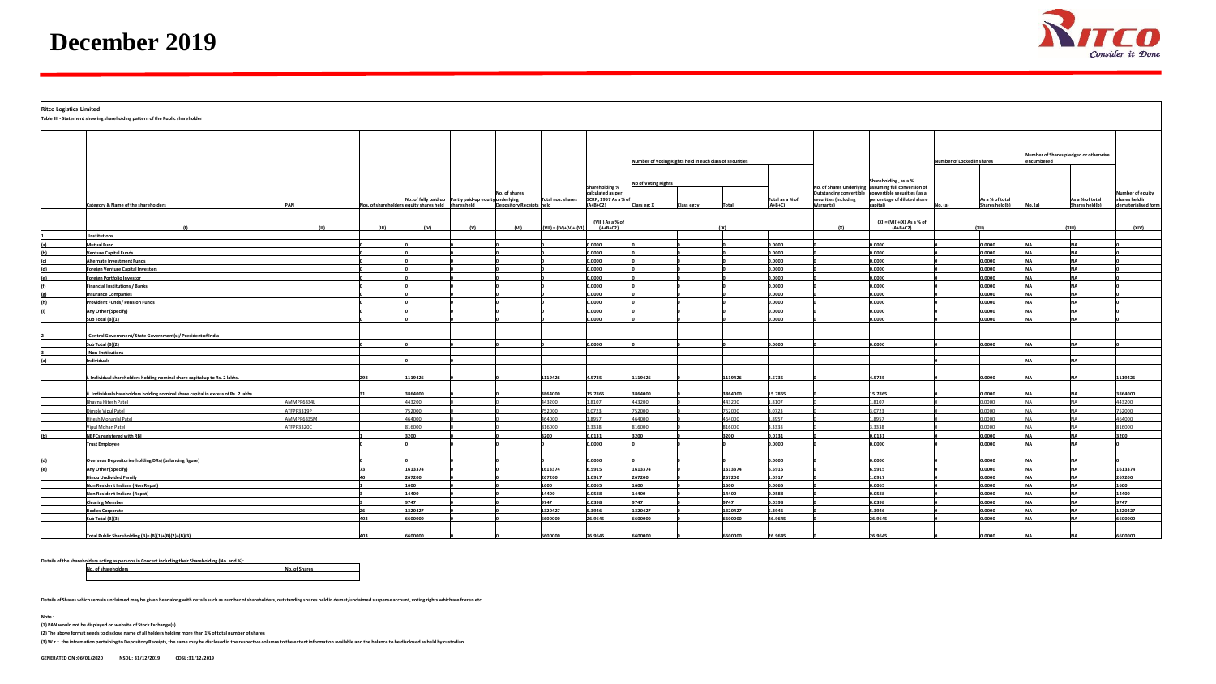# December 2019

**Ritco Logistics Limited**

**Table III - Statement showing shareholding pattern of the Public shareholder**

| | Category & Name of the shareholders | PAN | Nos. of shareholders | No. of fully paid up equity shares held | Partly paid-up equity shares held | No. of shares underlying Depository Receipts | Total nos. shares held | Shareholding % calculated as per SCRR, 1957 As a % of (A+B+C2) | Number of Voting Rights held in each class of securities - No of Voting Rights - Class eg: X | Class eg: y | Total | Total as a % of (A+B+C) | No. of Shares Underlying Outstanding convertible securities (including Warrants) | Shareholding , as a % assuming full conversion of convertible securities ( as a percentage of diluted share capital) | Number of Locked in shares - No. (a) | As a % of total Shares held(b) | Number of Shares pledged or otherwise encumbered - No. (a) | As a % of total Shares held(b) | Number of equity shares held in dematerialised form |
|---|---|---|---|---|---|---|---|---|---|---|---|---|---|---|---|---|---|---|---|
| | (I) | (II) | (III) | (IV) | (V) | (VI) | (VII) = (IV)+(V)+ (VI) | (VIII) As a % of (A+B+C2) | (IX) | | | | (X) | (XI)= (VII)+(X) As a % of (A+B+C2) | (XII) | | (XIII) | | (XIV) |
| 1 | Institutions | | | | | | | | | | | | | | | | | | |
| (a) | Mutual Fund | | 0 | 0 | 0 | 0 | 0 | 0.0000 | 0 | 0 | 0 | 0.0000 | 0 | 0.0000 | 0 | 0.0000 | NA | NA | 0 |
| (b) | Venture Capital Funds | | 0 | 0 | 0 | 0 | 0 | 0.0000 | 0 | 0 | 0 | 0.0000 | 0 | 0.0000 | 0 | 0.0000 | NA | NA | 0 |
| (c) | Alternate Investment Funds | | 0 | 0 | 0 | 0 | 0 | 0.0000 | 0 | 0 | 0 | 0.0000 | 0 | 0.0000 | 0 | 0.0000 | NA | NA | 0 |
| (d) | Foreign Venture Capital Investors | | 0 | 0 | 0 | 0 | 0 | 0.0000 | 0 | 0 | 0 | 0.0000 | 0 | 0.0000 | 0 | 0.0000 | NA | NA | 0 |
| (e) | Foreign Portfolio Investor | | 0 | 0 | 0 | 0 | 0 | 0.0000 | 0 | 0 | 0 | 0.0000 | 0 | 0.0000 | 0 | 0.0000 | NA | NA | 0 |
| (f) | Financial Institutions / Banks | | 0 | 0 | 0 | 0 | 0 | 0.0000 | 0 | 0 | 0 | 0.0000 | 0 | 0.0000 | 0 | 0.0000 | NA | NA | 0 |
| (g) | Insurance Companies | | 0 | 0 | 0 | 0 | 0 | 0.0000 | 0 | 0 | 0 | 0.0000 | 0 | 0.0000 | 0 | 0.0000 | NA | NA | 0 |
| (h) | Provident Funds/ Pension Funds | | 0 | 0 | 0 | 0 | 0 | 0.0000 | 0 | 0 | 0 | 0.0000 | 0 | 0.0000 | 0 | 0.0000 | NA | NA | 0 |
| (i) | Any Other (Specify) | | 0 | 0 | 0 | 0 | 0 | 0.0000 | 0 | 0 | 0 | 0.0000 | 0 | 0.0000 | 0 | 0.0000 | NA | NA | 0 |
| | Sub Total (B)(1) | | 0 | 0 | 0 | 0 | 0 | 0.0000 | 0 | 0 | 0 | 0.0000 | 0 | 0.0000 | 0 | 0.0000 | NA | NA | 0 |
| 2 | Central Government/ State Government(s)/ President of India | | | | | | | | | | | | | | | | | | |
| | Sub Total (B)(2) | | 0 | 0 | 0 | 0 | 0 | 0.0000 | 0 | 0 | 0 | 0.0000 | 0 | 0.0000 | 0 | 0.0000 | NA | NA | 0 |
| 3 | Non-Institutions | | | | | | | | | | | | | | | | | | |
| (a) | Individuals | | | 0 | 0 | | | | | | | | | | 0 | | NA | NA | |
| | i. Individual shareholders holding nominal share capital up to Rs. 2 lakhs. | | 298 | 1119426 | 0 | 0 | 1119426 | 4.5735 | 1119426 | 0 | 1119426 | 4.5735 | 0 | 4.5735 | 0 | 0.0000 | NA | NA | 1119426 |
| | ii. Individual shareholders holding nominal share capital in excess of Rs. 2 lakhs. | | 31 | 3864000 | 0 | 0 | 3864000 | 15.7865 | 3864000 | 0 | 3864000 | 15.7865 | 0 | 15.7865 | 0 | 0.0000 | NA | NA | 3864000 |
| | Bhavna Hitesh Patel | AMMPP6334L | | 443200 | 0 | 0 | 443200 | 1.8107 | 443200 | 0 | 443200 | 1.8107 | 0 | 1.8107 | 0 | 0.0000 | NA | NA | 443200 |
| | Dimple Vipul Patel | ATFPP3319P | | 752000 | 0 | 0 | 752000 | 3.0723 | 752000 | 0 | 752000 | 3.0723 | 0 | 3.0723 | 0 | 0.0000 | NA | NA | 752000 |
| | Hitesh Mohanlal Patel | AMMPP6335M | | 464000 | 0 | 0 | 464000 | 1.8957 | 464000 | 0 | 464000 | 1.8957 | 0 | 1.8957 | 0 | 0.0000 | NA | NA | 464000 |
| | Vipul Mohan Patel | ATFPP3320C | | 816000 | 0 | 0 | 816000 | 3.3338 | 816000 | 0 | 816000 | 3.3338 | 0 | 3.3338 | 0 | 0.0000 | NA | NA | 816000 |
| (b) | NBFCs registered with RBI | | 1 | 3200 | 0 | 0 | 3200 | 0.0131 | 3200 | 0 | 3200 | 0.0131 | 0 | 0.0131 | 0 | 0.0000 | NA | NA | 3200 |
| | Trust Employee | | 0 | 0 | 0 | 0 | 0 | 0.0000 | 0 | 0 | 0 | 0.0000 | 0 | 0.0000 | 0 | 0.0000 | NA | NA | 0 |
| (d) | Overseas Depositories(holding DRs) (balancing figure) | | 0 | 0 | 0 | 0 | 0 | 0.0000 | 0 | 0 | 0 | 0.0000 | 0 | 0.0000 | 0 | 0.0000 | NA | NA | 0 |
| (e) | Any Other (Specify) | | 73 | 1613374 | 0 | 0 | 1613374 | 6.5915 | 1613374 | 0 | 1613374 | 6.5915 | 0 | 6.5915 | 0 | 0.0000 | NA | NA | 1613374 |
| | Hindu Undivided Family | | 40 | 267200 | 0 | 0 | 267200 | 1.0917 | 267200 | 0 | 267200 | 1.0917 | 0 | 1.0917 | 0 | 0.0000 | NA | NA | 267200 |
| | Non Resident Indians (Non Repat) | | 1 | 1600 | 0 | 0 | 1600 | 0.0065 | 1600 | 0 | 1600 | 0.0065 | 0 | 0.0065 | 0 | 0.0000 | NA | NA | 1600 |
| | Non Resident Indians (Repat) | | 3 | 14400 | 0 | 0 | 14400 | 0.0588 | 14400 | 0 | 14400 | 0.0588 | 0 | 0.0588 | 0 | 0.0000 | NA | NA | 14400 |
| | Clearing Member | | 3 | 9747 | 0 | 0 | 9747 | 0.0398 | 9747 | 0 | 9747 | 0.0398 | 0 | 0.0398 | 0 | 0.0000 | NA | NA | 9747 |
| | Bodies Corporate | | 26 | 1320427 | 0 | 0 | 1320427 | 5.3946 | 1320427 | 0 | 1320427 | 5.3946 | 0 | 5.3946 | 0 | 0.0000 | NA | NA | 1320427 |
| | Sub Total (B)(3) | | 403 | 6600000 | 0 | 0 | 6600000 | 26.9645 | 6600000 | 0 | 6600000 | 26.9645 | 0 | 26.9645 | 0 | 0.0000 | NA | NA | 6600000 |
| | Total Public Shareholding (B)= (B)(1)+(B)(2)+(B)(3) | | 403 | 6600000 | 0 | 0 | 6600000 | 26.9645 | 6600000 | 0 | 6600000 | 26.9645 | 0 | 26.9645 | 0 | 0.0000 | NA | NA | 6600000 |

**Details of the shareholders acting as persons in Concert including their Shareholding (No. and %):**

| No. of shareholders | No. of Shares |
|---|---|
| | |

**Details of Shares which remain unclaimed may be given hear along with details such as number of shareholders, outstanding shares held in demat/unclaimed suspense account, voting rights which are frozen etc.**

**Note :**

**(1) PAN would not be displayed on website of Stock Exchange(s).**

**(2) The above format needs to disclose name of all holders holding more than 1% of total number of shares**

**(3) W.r.t. the information pertaining to Depository Receipts, the same may be disclosed in the respective columns to the extent information available and the balance to be disclosed as held by custodian.**

**GENERATED ON :06/01/2020 NSDL : 31/12/2019 CDSL :31/12/2019**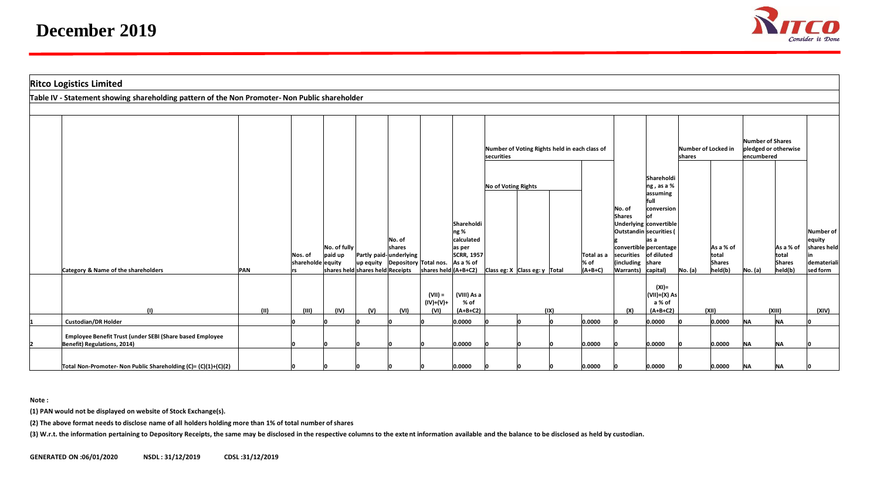# December 2019

## Ritco Logistics Limited

**Table IV - Statement showing shareholding pattern of the Non Promoter- Non Public shareholder**

| | Category & Name of the shareholders | PAN | Nos. of shareholders | No. of fully paid up equity shares held | Partly paid-up equity shares held | No. of shares underlying Depository Receipts | Total nos. shares held | Shareholding % calculated as per SCRR, 1957 As a % of (A+B+C2) | Number of Voting Rights held in each class of securities | | | | No. of Shares Underlying Outstanding convertible securities (including Warrants) | Shareholding , as a % assuming full conversion of convertible securities ( as a percentage of diluted share capital) | Number of Locked in shares | | Number of Shares pledged or otherwise encumbered | | Number of equity shares held in dematerialised form |
|---|---|---|---|---|---|---|---|---|---|---|---|---|---|---|---|---|---|---|---|
| | | | | | | | | | No of Voting Rights | | | Total as a % of (A+B+C) | | | No. (a) | As a % of total Shares held(b) | No. (a) | As a % of total Shares held(b) | |
| | | | | | | | | | Class eg: X | Class eg: y | Total | | | | | | | | |
| | (I) | (II) | (III) | (IV) | (V) | (VI) | (VII) = (IV)+(V)+ (VI) | (VIII) As a % of (A+B+C2) | (IX) | | | | (X) | (XI)= (VII)+(X) As a % of (A+B+C2) | (XII) | | (XIII) | | (XIV) |
| 1 | Custodian/DR Holder | | 0 | 0 | 0 | 0 | 0 | 0.0000 | 0 | 0 | 0 | 0.0000 | 0 | 0.0000 | 0 | 0.0000 | NA | NA | 0 |
| 2 | Employee Benefit Trust (under SEBI (Share based Employee Benefit) Regulations, 2014) | | 0 | 0 | 0 | 0 | 0 | 0.0000 | 0 | 0 | 0 | 0.0000 | 0 | 0.0000 | 0 | 0.0000 | NA | NA | 0 |
| | Total Non-Promoter- Non Public Shareholding (C)= (C)(1)+(C)(2) | | 0 | 0 | 0 | 0 | 0 | 0.0000 | 0 | 0 | 0 | 0.0000 | 0 | 0.0000 | 0 | 0.0000 | NA | NA | 0 |

**Note :**

**(1) PAN would not be displayed on website of Stock Exchange(s).**

**(2) The above format needs to disclose name of all holders holding more than 1% of total number of shares**

**(3) W.r.t. the information pertaining to Depository Receipts, the same may be disclosed in the respective columns to the extent information available and the balance to be disclosed as held by custodian.**

**GENERATED ON :06/01/2020 NSDL : 31/12/2019 CDSL :31/12/2019**